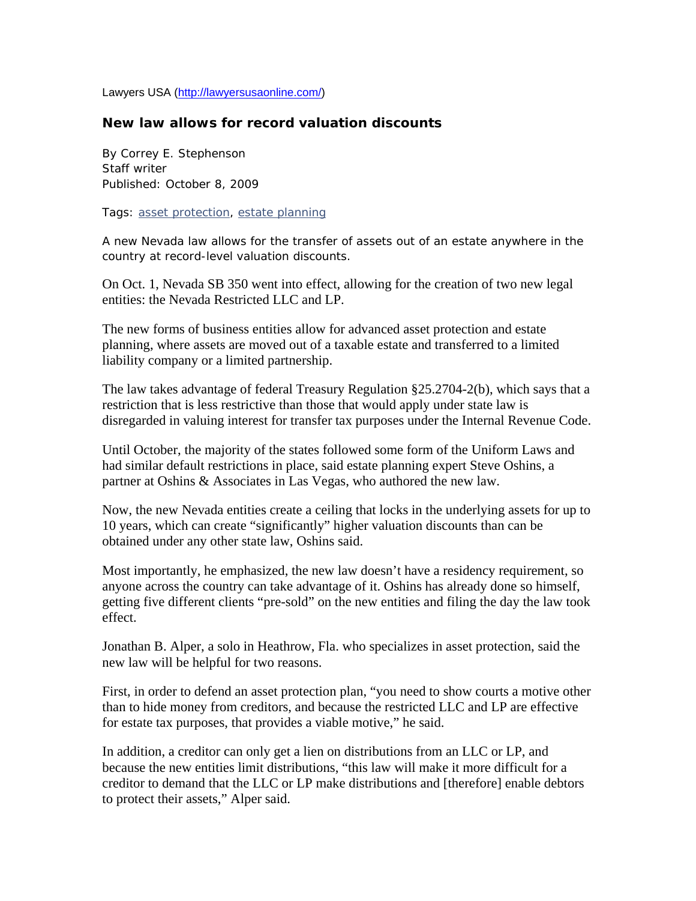Lawyers USA (http://lawyersusaonline.com/)

## New law allows for record valuation discounts

By Correy E. Stephenson
Staff writer
Published: October 8, 2009

Tags: asset protection, estate planning

A new Nevada law allows for the transfer of assets out of an estate anywhere in the country at record-level valuation discounts.

On Oct. 1, Nevada SB 350 went into effect, allowing for the creation of two new legal entities: the Nevada Restricted LLC and LP.

The new forms of business entities allow for advanced asset protection and estate planning, where assets are moved out of a taxable estate and transferred to a limited liability company or a limited partnership.

The law takes advantage of federal Treasury Regulation §25.2704-2(b), which says that a restriction that is less restrictive than those that would apply under state law is disregarded in valuing interest for transfer tax purposes under the Internal Revenue Code.

Until October, the majority of the states followed some form of the Uniform Laws and had similar default restrictions in place, said estate planning expert Steve Oshins, a partner at Oshins & Associates in Las Vegas, who authored the new law.

Now, the new Nevada entities create a ceiling that locks in the underlying assets for up to 10 years, which can create "significantly" higher valuation discounts than can be obtained under any other state law, Oshins said.

Most importantly, he emphasized, the new law doesn't have a residency requirement, so anyone across the country can take advantage of it. Oshins has already done so himself, getting five different clients "pre-sold" on the new entities and filing the day the law took effect.

Jonathan B. Alper, a solo in Heathrow, Fla. who specializes in asset protection, said the new law will be helpful for two reasons.

First, in order to defend an asset protection plan, "you need to show courts a motive other than to hide money from creditors, and because the restricted LLC and LP are effective for estate tax purposes, that provides a viable motive," he said.

In addition, a creditor can only get a lien on distributions from an LLC or LP, and because the new entities limit distributions, "this law will make it more difficult for a creditor to demand that the LLC or LP make distributions and [therefore] enable debtors to protect their assets," Alper said.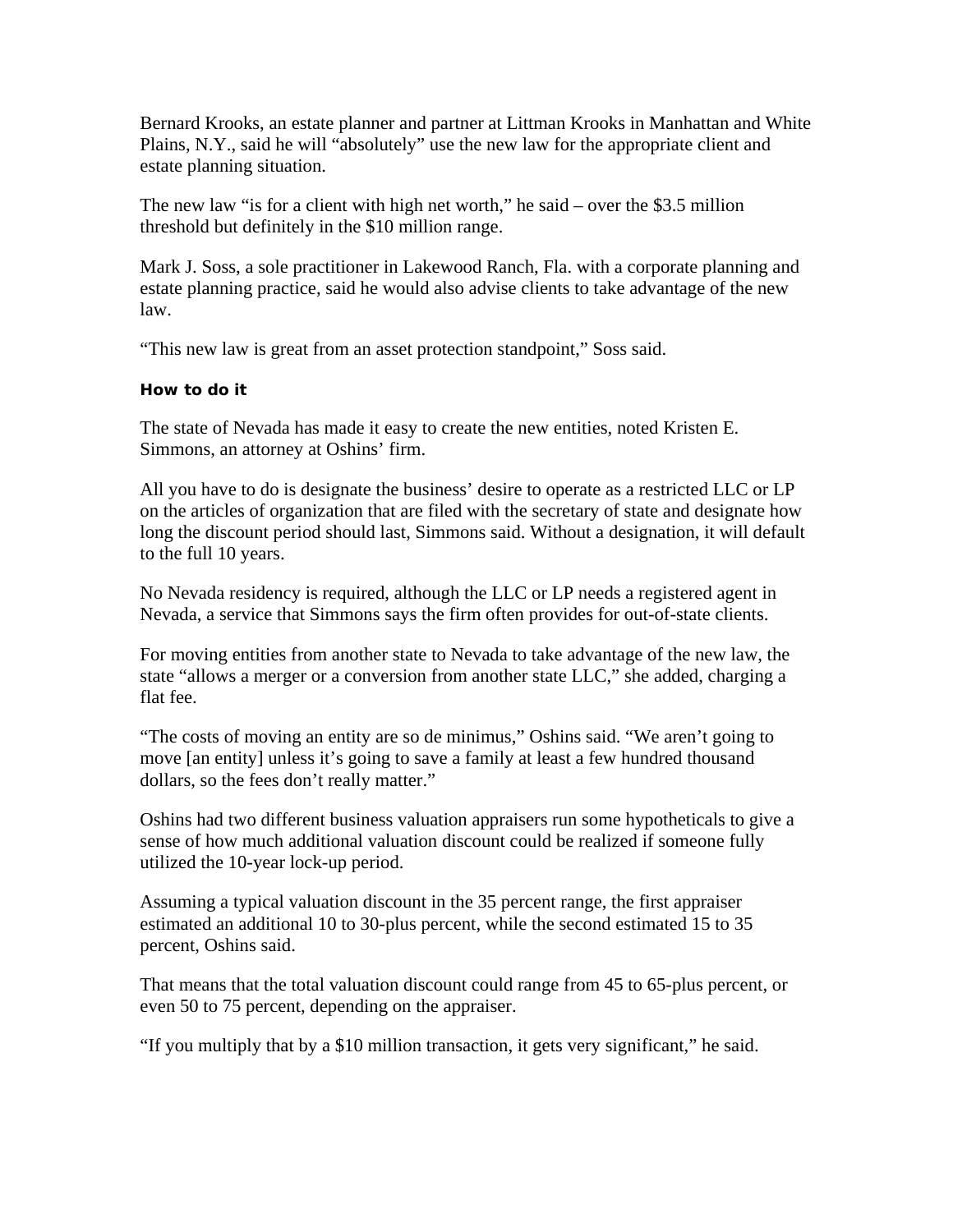Bernard Krooks, an estate planner and partner at Littman Krooks in Manhattan and White Plains, N.Y., said he will "absolutely" use the new law for the appropriate client and estate planning situation.

The new law "is for a client with high net worth," he said – over the $3.5 million threshold but definitely in the $10 million range.

Mark J. Soss, a sole practitioner in Lakewood Ranch, Fla. with a corporate planning and estate planning practice, said he would also advise clients to take advantage of the new law.

"This new law is great from an asset protection standpoint," Soss said.

**How to do it**

The state of Nevada has made it easy to create the new entities, noted Kristen E. Simmons, an attorney at Oshins' firm.

All you have to do is designate the business' desire to operate as a restricted LLC or LP on the articles of organization that are filed with the secretary of state and designate how long the discount period should last, Simmons said. Without a designation, it will default to the full 10 years.

No Nevada residency is required, although the LLC or LP needs a registered agent in Nevada, a service that Simmons says the firm often provides for out-of-state clients.

For moving entities from another state to Nevada to take advantage of the new law, the state "allows a merger or a conversion from another state LLC," she added, charging a flat fee.

"The costs of moving an entity are so de minimus," Oshins said. "We aren't going to move [an entity] unless it's going to save a family at least a few hundred thousand dollars, so the fees don't really matter."

Oshins had two different business valuation appraisers run some hypotheticals to give a sense of how much additional valuation discount could be realized if someone fully utilized the 10-year lock-up period.

Assuming a typical valuation discount in the 35 percent range, the first appraiser estimated an additional 10 to 30-plus percent, while the second estimated 15 to 35 percent, Oshins said.

That means that the total valuation discount could range from 45 to 65-plus percent, or even 50 to 75 percent, depending on the appraiser.

"If you multiply that by a $10 million transaction, it gets very significant," he said.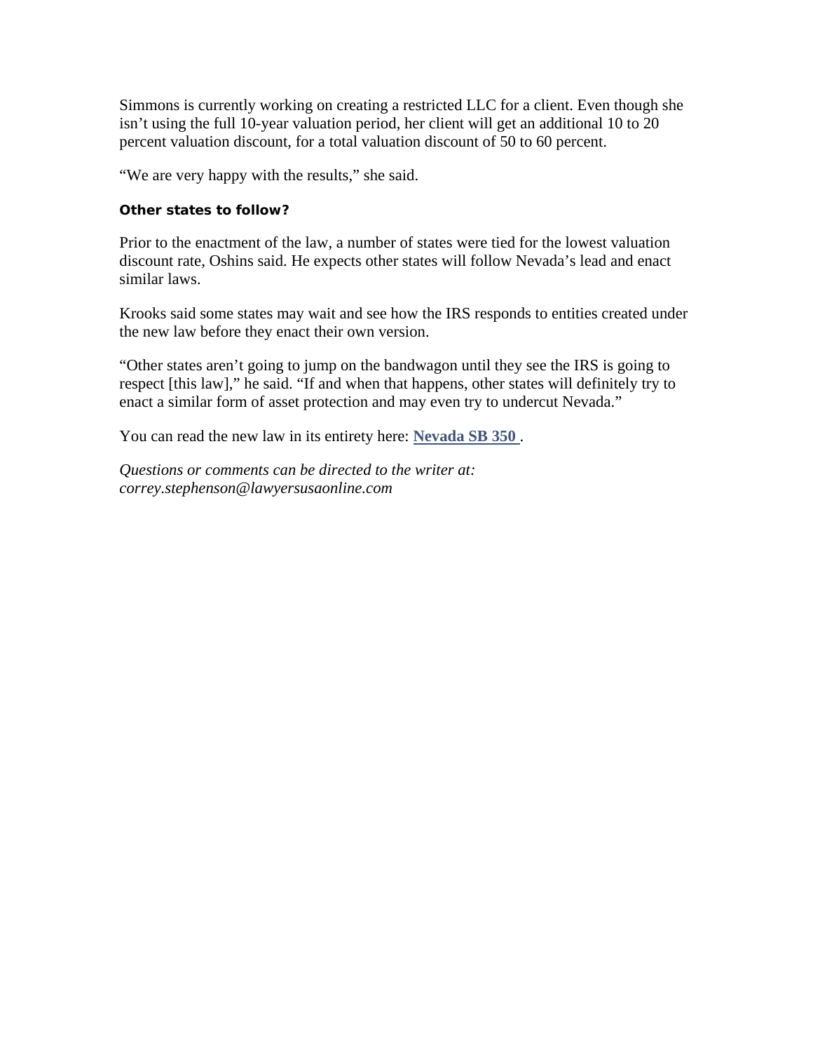Simmons is currently working on creating a restricted LLC for a client. Even though she isn't using the full 10-year valuation period, her client will get an additional 10 to 20 percent valuation discount, for a total valuation discount of 50 to 60 percent.

"We are very happy with the results," she said.

### Other states to follow?

Prior to the enactment of the law, a number of states were tied for the lowest valuation discount rate, Oshins said. He expects other states will follow Nevada's lead and enact similar laws.

Krooks said some states may wait and see how the IRS responds to entities created under the new law before they enact their own version.

"Other states aren't going to jump on the bandwagon until they see the IRS is going to respect [this law]," he said. "If and when that happens, other states will definitely try to enact a similar form of asset protection and may even try to undercut Nevada."

You can read the new law in its entirety here: **Nevada SB 350** .

*Questions or comments can be directed to the writer at: correy.stephenson@lawyersusaonline.com*